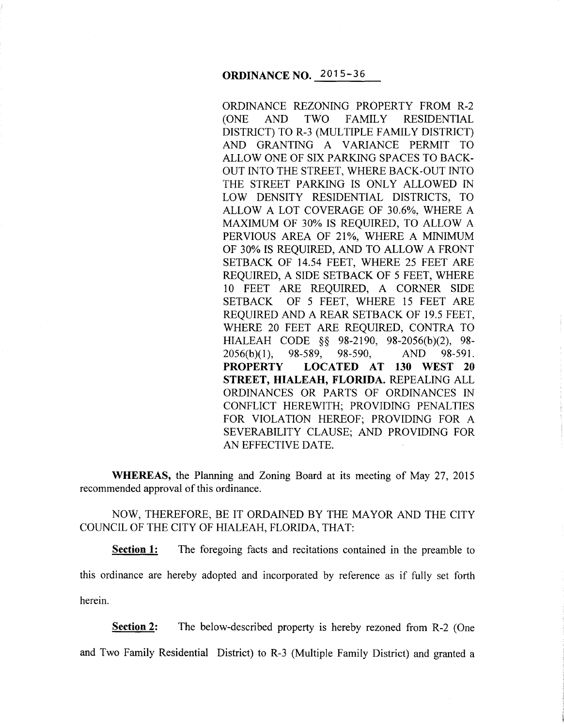## ORDINANCE NO. 2015-36

ORDINANCE REZONING PROPERTY FROM R-2 (ONE AND TWO FAMILY RESIDENTIAL DISTRICT) TO R-3 (MULTIPLE FAMILY DISTRICT) AND GRANTING A VARIANCE PERMIT TO ALLOW ONE OF SIX PARKING SPACES TO BACK-OUT INTO THE STREET, WHERE BACK-OUT INTO THE STREET PARKING IS ONLY ALLOWED IN LOW DENSITY RESIDENTIAL DISTRICTS, TO ALLOW A LOT COVERAGE OF 30.6%, WHERE A MAXIMUM OF 30% IS REQUIRED, TO ALLOW A PERVIOUS AREA OF 21%, WHERE A MINIMUM OF 30% IS REQUIRED, AND TO ALLOW A FRONT SETBACK OF 14.54 FEET, WHERE 25 FEET ARE REQUIRED, A SIDE SETBACK OF 5 FEET, WHERE 10 FEET ARE REQUIRED, A CORNER SIDE SETBACK OF 5 FEET, WHERE 15 FEET ARE REQUIRED AND A REAR SETBACK OF 19.5 FEET, WHERE 20 FEET ARE REQUIRED, CONTRA TO HIALEAH CODE §§ 98-2190, 98-2056(b)(2), 98-2056(b)(1), 98-589, 98-590, AND 98-591. **PROPERTY LOCATED AT 130 WEST 20 STREET, HIALEAH, FLORIDA.** REPEALING ALL ORDINANCES OR PARTS OF ORDINANCES IN CONFLICT HEREWITH; PROVIDING PENALTIES FOR VIOLATION HEREOF; PROVIDING FOR A SEVERABILITY CLAUSE; AND PROVIDING FOR AN EFFECTIVE DATE.

**WHEREAS,** the Planning and Zoning Board at its meeting of May 27, 2015 recommended approval of this ordinance.

NOW, THEREFORE, BE IT ORDAINED BY THE MAYOR AND THE CITY COUNCIL OF THE CITY OF HIALEAH, FLORIDA, THAT:

**Section 1:** The foregoing facts and recitations contained in the preamble to this ordinance are hereby adopted and incorporated by reference as if fully set forth herein.

**Section 2:** The below-described property is hereby rezoned from R-2 (One and Two Family Residential District) to R-3 (Multiple Family District) and granted a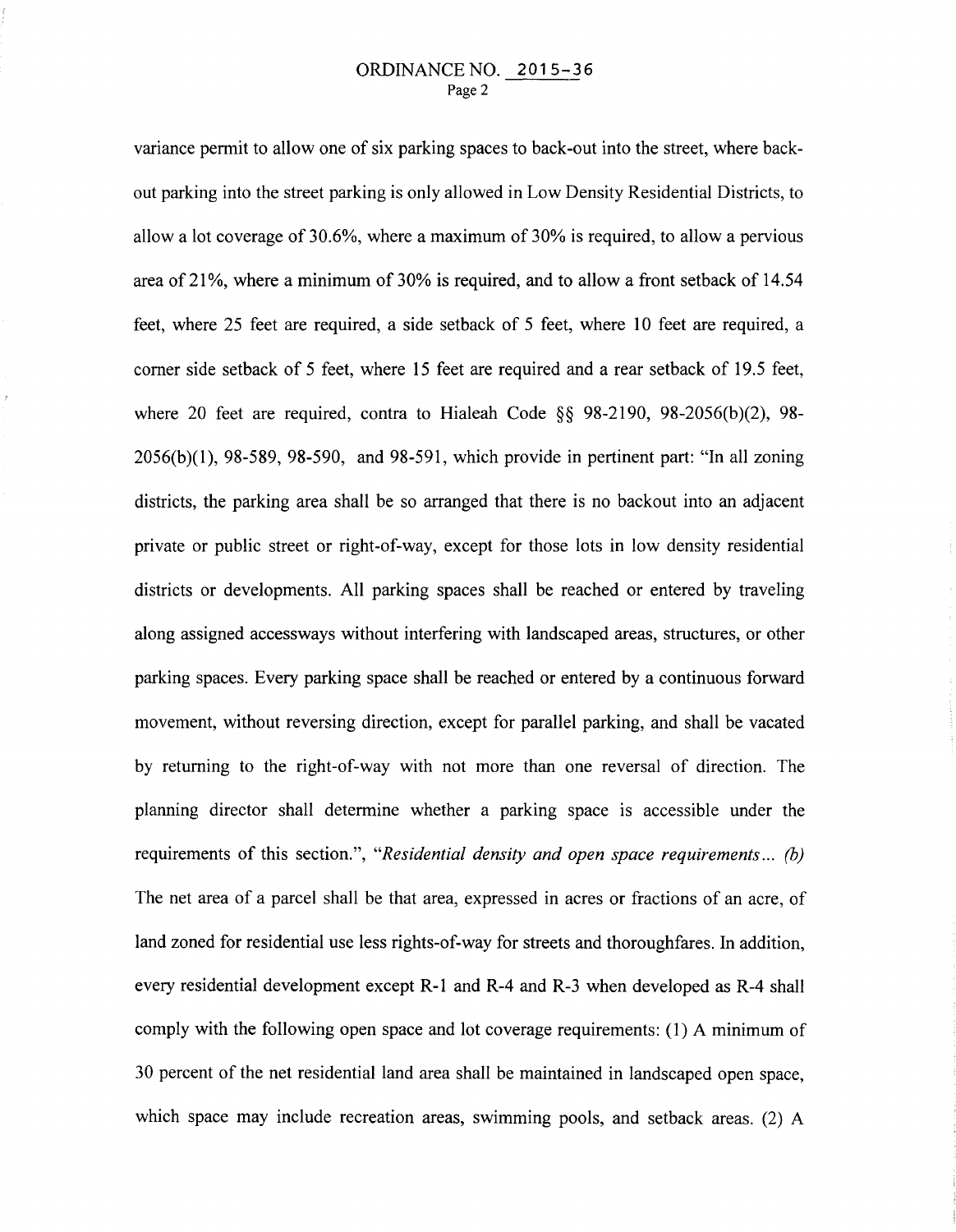variance permit to allow one of six parking spaces to back-out into the street, where back-out parking into the street parking is only allowed in Low Density Residential Districts, to allow a lot coverage of 30.6%, where a maximum of 30% is required, to allow a pervious area of 21%, where a minimum of 30% is required, and to allow a front setback of 14.54 feet, where 25 feet are required, a side setback of 5 feet, where 10 feet are required, a corner side setback of 5 feet, where 15 feet are required and a rear setback of 19.5 feet, where 20 feet are required, contra to Hialeah Code §§ 98-2190, 98-2056(b)(2), 98-2056(b)(1), 98-589, 98-590, and 98-591, which provide in pertinent part: "In all zoning districts, the parking area shall be so arranged that there is no backout into an adjacent private or public street or right-of-way, except for those lots in low density residential districts or developments. All parking spaces shall be reached or entered by traveling along assigned accessways without interfering with landscaped areas, structures, or other parking spaces. Every parking space shall be reached or entered by a continuous forward movement, without reversing direction, except for parallel parking, and shall be vacated by returning to the right-of-way with not more than one reversal of direction. The planning director shall determine whether a parking space is accessible under the requirements of this section.", "*Residential density and open space requirements… (b)* The net area of a parcel shall be that area, expressed in acres or fractions of an acre, of land zoned for residential use less rights-of-way for streets and thoroughfares. In addition, every residential development except R-1 and R-4 and R-3 when developed as R-4 shall comply with the following open space and lot coverage requirements: (1) A minimum of 30 percent of the net residential land area shall be maintained in landscaped open space, which space may include recreation areas, swimming pools, and setback areas. (2) A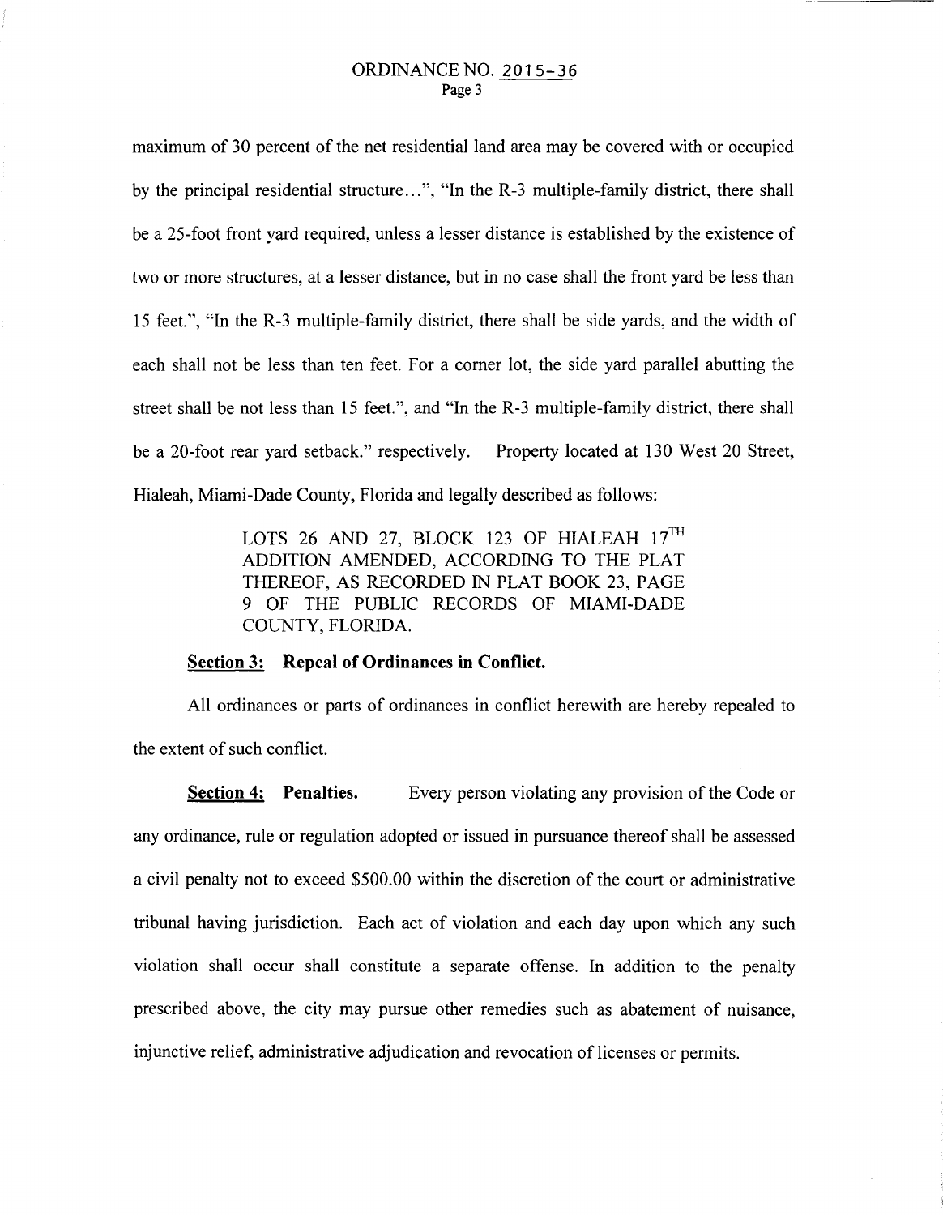maximum of 30 percent of the net residential land area may be covered with or occupied by the principal residential structure...", "In the R-3 multiple-family district, there shall be a 25-foot front yard required, unless a lesser distance is established by the existence of two or more structures, at a lesser distance, but in no case shall the front yard be less than 15 feet.", "In the R-3 multiple-family district, there shall be side yards, and the width of each shall not be less than ten feet. For a corner lot, the side yard parallel abutting the street shall be not less than 15 feet.", and "In the R-3 multiple-family district, there shall be a 20-foot rear yard setback." respectively. Property located at 130 West 20 Street, Hialeah, Miami-Dade County, Florida and legally described as follows:

> LOTS 26 AND 27, BLOCK 123 OF HIALEAH 17TH ADDITION AMENDED, ACCORDING TO THE PLAT THEREOF, AS RECORDED IN PLAT BOOK 23, PAGE 9 OF THE PUBLIC RECORDS OF MIAMI-DADE COUNTY, FLORIDA.

**Section 3: Repeal of Ordinances in Conflict.**

All ordinances or parts of ordinances in conflict herewith are hereby repealed to the extent of such conflict.

**Section 4: Penalties.** Every person violating any provision of the Code or any ordinance, rule or regulation adopted or issued in pursuance thereof shall be assessed a civil penalty not to exceed $500.00 within the discretion of the court or administrative tribunal having jurisdiction. Each act of violation and each day upon which any such violation shall occur shall constitute a separate offense. In addition to the penalty prescribed above, the city may pursue other remedies such as abatement of nuisance, injunctive relief, administrative adjudication and revocation of licenses or permits.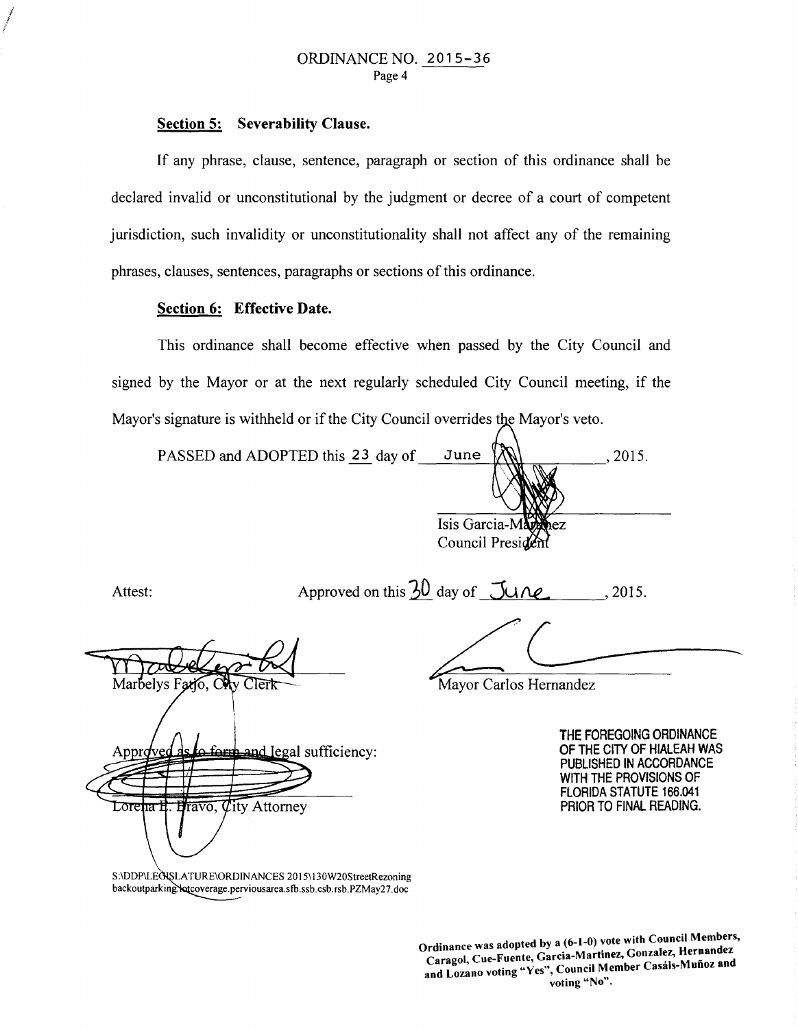**ORDINANCE NO. 2015-36**

**Section 5: Severability Clause.**

If any phrase, clause, sentence, paragraph or section of this ordinance shall be declared invalid or unconstitutional by the judgment or decree of a court of competent jurisdiction, such invalidity or unconstitutionality shall not affect any of the remaining phrases, clauses, sentences, paragraphs or sections of this ordinance.

**Section 6: Effective Date.**

This ordinance shall become effective when passed by the City Council and signed by the Mayor or at the next regularly scheduled City Council meeting, if the Mayor's signature is withheld or if the City Council overrides the Mayor's veto.

PASSED and ADOPTED this 23 day of June, 2015.

Isis Garcia-Martinez
Council President

Attest:

Approved on this 30 day of June, 2015.

Marbelys Fatjo, City Clerk

Mayor Carlos Hernandez

Approved as to form and legal sufficiency:

Lorena E. Bravo, City Attorney

THE FOREGOING ORDINANCE OF THE CITY OF HIALEAH WAS PUBLISHED IN ACCORDANCE WITH THE PROVISIONS OF FLORIDA STATUTE 166.041 PRIOR TO FINAL READING.

S:\DDP\LEGISLATURE\ORDINANCES 2015\130W20StreetRezoning backoutparking.lotcoverage.perviousarea.sfb.ssb.csb.rsb.PZMay27.doc

**Ordinance was adopted by a (6-1-0) vote with Council Members, Caragol, Cue-Fuente, Garcia-Martinez, Gonzalez, Hernandez and Lozano voting "Yes", Council Member Casáls-Muñoz and voting "No".**